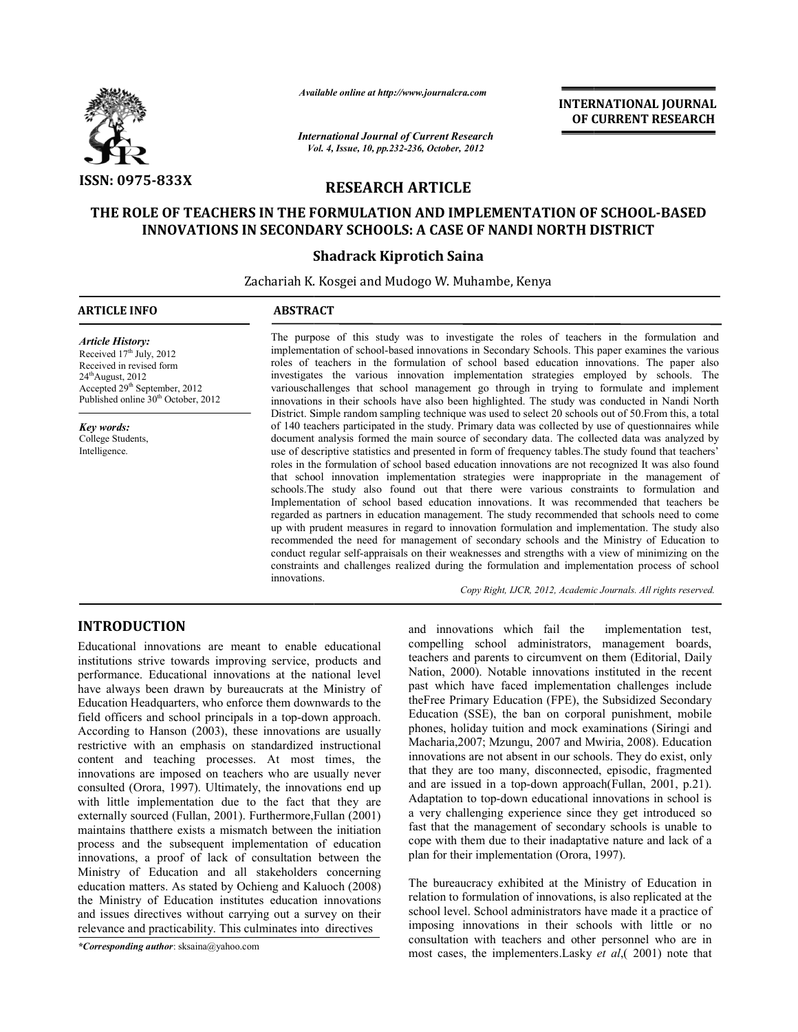Available online at http://www.journalcra.com

*International Journal of Current Research*
*Vol. 4, Issue, 10, pp.232-236, October, 2012*

**INTERNATIONAL JOURNAL OF CURRENT RESEARCH**

ISSN: 0975-833X

## RESEARCH ARTICLE

# THE ROLE OF TEACHERS IN THE FORMULATION AND IMPLEMENTATION OF SCHOOL-BASED INNOVATIONS IN SECONDARY SCHOOLS: A CASE OF NANDI NORTH DISTRICT

**Shadrack Kiprotich Saina**

Zachariah K. Kosgei and Mudogo W. Muhambe, Kenya

**ARTICLE INFO**

*Article History:*
Received 17th July, 2012
Received in revised form 24thAugust, 2012
Accepted 29th September, 2012
Published online 30th October, 2012

*Key words:*
College Students,
Intelligence.

**ABSTRACT**

The purpose of this study was to investigate the roles of teachers in the formulation and implementation of school-based innovations in Secondary Schools. This paper examines the various roles of teachers in the formulation of school based education innovations. The paper also investigates the various innovation implementation strategies employed by schools. The variouschallenges that school management go through in trying to formulate and implement innovations in their schools have also been highlighted. The study was conducted in Nandi North District. Simple random sampling technique was used to select 20 schools out of 50.From this, a total of 140 teachers participated in the study. Primary data was collected by use of questionnaires while document analysis formed the main source of secondary data. The collected data was analyzed by use of descriptive statistics and presented in form of frequency tables.The study found that teachers' roles in the formulation of school based education innovations are not recognized It was also found that school innovation implementation strategies were inappropriate in the management of schools.The study also found out that there were various constraints to formulation and Implementation of school based education innovations. It was recommended that teachers be regarded as partners in education management. The study recommended that schools need to come up with prudent measures in regard to innovation formulation and implementation. The study also recommended the need for management of secondary schools and the Ministry of Education to conduct regular self-appraisals on their weaknesses and strengths with a view of minimizing on the constraints and challenges realized during the formulation and implementation process of school innovations.

*Copy Right, IJCR, 2012, Academic Journals. All rights reserved.*

## INTRODUCTION

Educational innovations are meant to enable educational institutions strive towards improving service, products and performance. Educational innovations at the national level have always been drawn by bureaucrats at the Ministry of Education Headquarters, who enforce them downwards to the field officers and school principals in a top-down approach. According to Hanson (2003), these innovations are usually restrictive with an emphasis on standardized instructional content and teaching processes. At most times, the innovations are imposed on teachers who are usually never consulted (Orora, 1997). Ultimately, the innovations end up with little implementation due to the fact that they are externally sourced (Fullan, 2001). Furthermore,Fullan (2001) maintains thatthere exists a mismatch between the initiation process and the subsequent implementation of education innovations, a proof of lack of consultation between the Ministry of Education and all stakeholders concerning education matters. As stated by Ochieng and Kaluoch (2008) the Ministry of Education institutes education innovations and issues directives without carrying out a survey on their relevance and practicability. This culminates into directives and innovations which fail the implementation test, compelling school administrators, management boards, teachers and parents to circumvent on them (Editorial, Daily Nation, 2000). Notable innovations instituted in the recent past which have faced implementation challenges include theFree Primary Education (FPE), the Subsidized Secondary Education (SSE), the ban on corporal punishment, mobile phones, holiday tuition and mock examinations (Siringi and Macharia,2007; Mzungu, 2007 and Mwiria, 2008). Education innovations are not absent in our schools. They do exist, only that they are too many, disconnected, episodic, fragmented and are issued in a top-down approach(Fullan, 2001, p.21). Adaptation to top-down educational innovations in school is a very challenging experience since they get introduced so fast that the management of secondary schools is unable to cope with them due to their inadaptative nature and lack of a plan for their implementation (Orora, 1997).

The bureaucracy exhibited at the Ministry of Education in relation to formulation of innovations, is also replicated at the school level. School administrators have made it a practice of imposing innovations in their schools with little or no consultation with teachers and other personnel who are in most cases, the implementers.Lasky *et al*,( 2001) note that

*\*Corresponding author*: sksaina@yahoo.com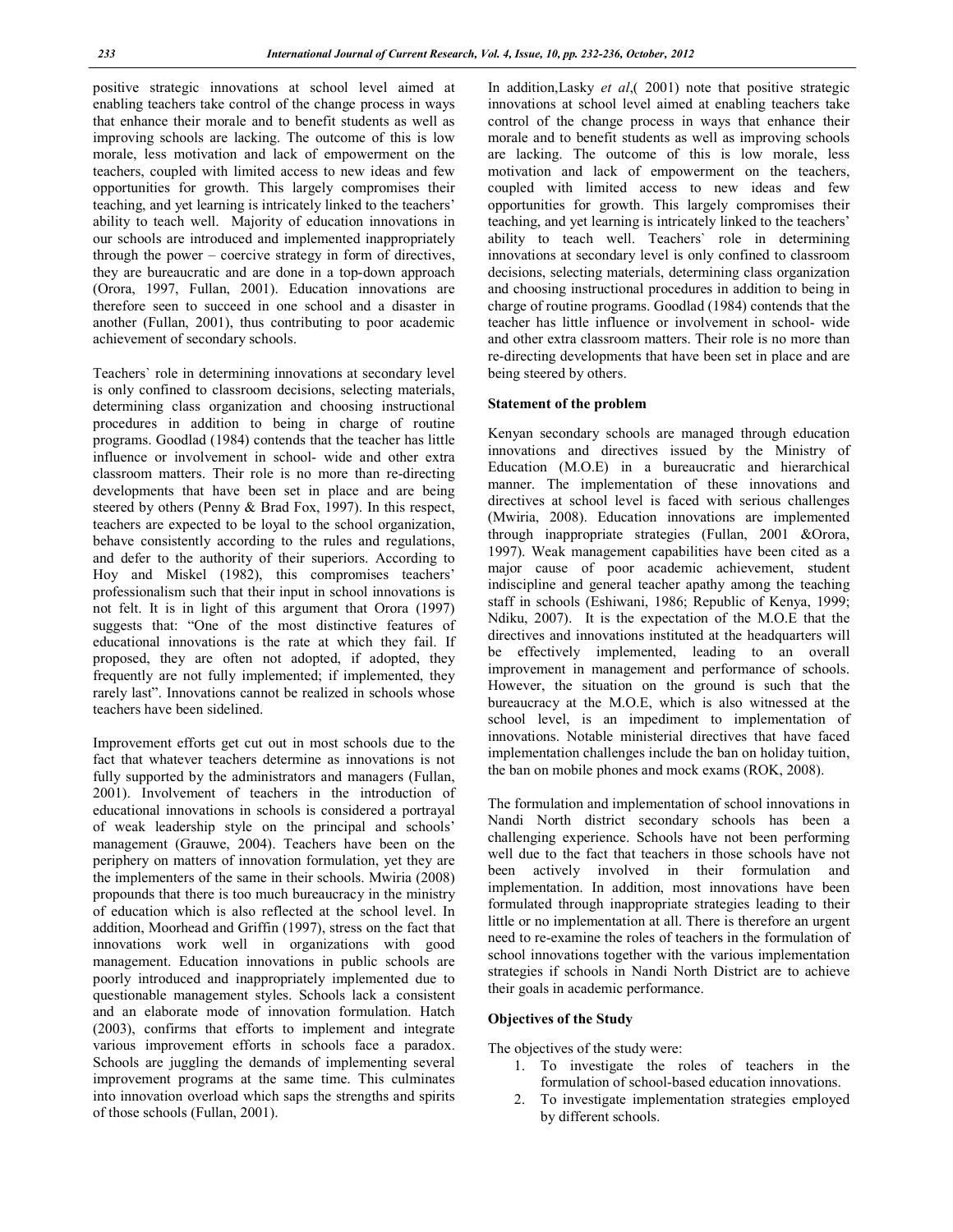positive strategic innovations at school level aimed at enabling teachers take control of the change process in ways that enhance their morale and to benefit students as well as improving schools are lacking. The outcome of this is low morale, less motivation and lack of empowerment on the teachers, coupled with limited access to new ideas and few opportunities for growth. This largely compromises their teaching, and yet learning is intricately linked to the teachers' ability to teach well. Majority of education innovations in our schools are introduced and implemented inappropriately through the power – coercive strategy in form of directives, they are bureaucratic and are done in a top-down approach (Orora, 1997, Fullan, 2001). Education innovations are therefore seen to succeed in one school and a disaster in another (Fullan, 2001), thus contributing to poor academic achievement of secondary schools.

Teachers` role in determining innovations at secondary level is only confined to classroom decisions, selecting materials, determining class organization and choosing instructional procedures in addition to being in charge of routine programs. Goodlad (1984) contends that the teacher has little influence or involvement in school- wide and other extra classroom matters. Their role is no more than re-directing developments that have been set in place and are being steered by others (Penny & Brad Fox, 1997). In this respect, teachers are expected to be loyal to the school organization, behave consistently according to the rules and regulations, and defer to the authority of their superiors. According to Hoy and Miskel (1982), this compromises teachers' professionalism such that their input in school innovations is not felt. It is in light of this argument that Orora (1997) suggests that: "One of the most distinctive features of educational innovations is the rate at which they fail. If proposed, they are often not adopted, if adopted, they frequently are not fully implemented; if implemented, they rarely last". Innovations cannot be realized in schools whose teachers have been sidelined.

Improvement efforts get cut out in most schools due to the fact that whatever teachers determine as innovations is not fully supported by the administrators and managers (Fullan, 2001). Involvement of teachers in the introduction of educational innovations in schools is considered a portrayal of weak leadership style on the principal and schools' management (Grauwe, 2004). Teachers have been on the periphery on matters of innovation formulation, yet they are the implementers of the same in their schools. Mwiria (2008) propounds that there is too much bureaucracy in the ministry of education which is also reflected at the school level. In addition, Moorhead and Griffin (1997), stress on the fact that innovations work well in organizations with good management. Education innovations in public schools are poorly introduced and inappropriately implemented due to questionable management styles. Schools lack a consistent and an elaborate mode of innovation formulation. Hatch (2003), confirms that efforts to implement and integrate various improvement efforts in schools face a paradox. Schools are juggling the demands of implementing several improvement programs at the same time. This culminates into innovation overload which saps the strengths and spirits of those schools (Fullan, 2001).

In addition,Lasky *et al*,( 2001) note that positive strategic innovations at school level aimed at enabling teachers take control of the change process in ways that enhance their morale and to benefit students as well as improving schools are lacking. The outcome of this is low morale, less motivation and lack of empowerment on the teachers, coupled with limited access to new ideas and few opportunities for growth. This largely compromises their teaching, and yet learning is intricately linked to the teachers' ability to teach well. Teachers` role in determining innovations at secondary level is only confined to classroom decisions, selecting materials, determining class organization and choosing instructional procedures in addition to being in charge of routine programs. Goodlad (1984) contends that the teacher has little influence or involvement in school- wide and other extra classroom matters. Their role is no more than re-directing developments that have been set in place and are being steered by others.

**Statement of the problem**

Kenyan secondary schools are managed through education innovations and directives issued by the Ministry of Education (M.O.E) in a bureaucratic and hierarchical manner. The implementation of these innovations and directives at school level is faced with serious challenges (Mwiria, 2008). Education innovations are implemented through inappropriate strategies (Fullan, 2001 &Orora, 1997). Weak management capabilities have been cited as a major cause of poor academic achievement, student indiscipline and general teacher apathy among the teaching staff in schools (Eshiwani, 1986; Republic of Kenya, 1999; Ndiku, 2007). It is the expectation of the M.O.E that the directives and innovations instituted at the headquarters will be effectively implemented, leading to an overall improvement in management and performance of schools. However, the situation on the ground is such that the bureaucracy at the M.O.E, which is also witnessed at the school level, is an impediment to implementation of innovations. Notable ministerial directives that have faced implementation challenges include the ban on holiday tuition, the ban on mobile phones and mock exams (ROK, 2008).

The formulation and implementation of school innovations in Nandi North district secondary schools has been a challenging experience. Schools have not been performing well due to the fact that teachers in those schools have not been actively involved in their formulation and implementation. In addition, most innovations have been formulated through inappropriate strategies leading to their little or no implementation at all. There is therefore an urgent need to re-examine the roles of teachers in the formulation of school innovations together with the various implementation strategies if schools in Nandi North District are to achieve their goals in academic performance.

**Objectives of the Study**

The objectives of the study were:

1. To investigate the roles of teachers in the formulation of school-based education innovations.
2. To investigate implementation strategies employed by different schools.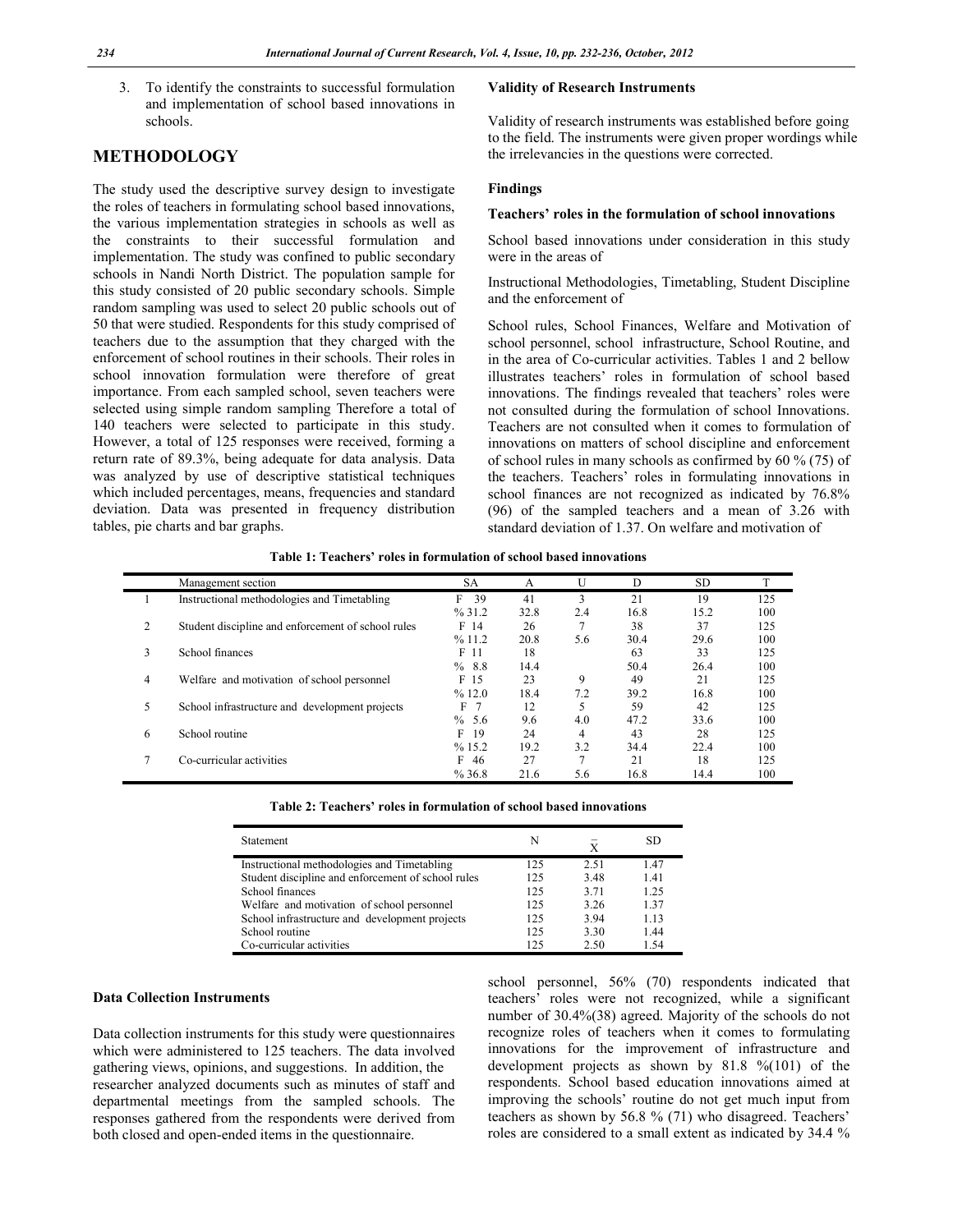3. To identify the constraints to successful formulation and implementation of school based innovations in schools.

## METHODOLOGY

The study used the descriptive survey design to investigate the roles of teachers in formulating school based innovations, the various implementation strategies in schools as well as the constraints to their successful formulation and implementation. The study was confined to public secondary schools in Nandi North District. The population sample for this study consisted of 20 public secondary schools. Simple random sampling was used to select 20 public schools out of 50 that were studied. Respondents for this study comprised of teachers due to the assumption that they charged with the enforcement of school routines in their schools. Their roles in school innovation formulation were therefore of great importance. From each sampled school, seven teachers were selected using simple random sampling Therefore a total of 140 teachers were selected to participate in this study. However, a total of 125 responses were received, forming a return rate of 89.3%, being adequate for data analysis. Data was analyzed by use of descriptive statistical techniques which included percentages, means, frequencies and standard deviation. Data was presented in frequency distribution tables, pie charts and bar graphs.

### Data Collection Instruments

Data collection instruments for this study were questionnaires which were administered to 125 teachers. The data involved gathering views, opinions, and suggestions. In addition, the researcher analyzed documents such as minutes of staff and departmental meetings from the sampled schools. The responses gathered from the respondents were derived from both closed and open-ended items in the questionnaire.

### Validity of Research Instruments

Validity of research instruments was established before going to the field. The instruments were given proper wordings while the irrelevancies in the questions were corrected.

### Findings

#### Teachers' roles in the formulation of school innovations

School based innovations under consideration in this study were in the areas of

Instructional Methodologies, Timetabling, Student Discipline and the enforcement of

School rules, School Finances, Welfare and Motivation of school personnel, school infrastructure, School Routine, and in the area of Co-curricular activities. Tables 1 and 2 bellow illustrates teachers' roles in formulation of school based innovations. The findings revealed that teachers' roles were not consulted during the formulation of school Innovations. Teachers are not consulted when it comes to formulation of innovations on matters of school discipline and enforcement of school rules in many schools as confirmed by 60 % (75) of the teachers. Teachers' roles in formulating innovations in school finances are not recognized as indicated by 76.8% (96) of the sampled teachers and a mean of 3.26 with standard deviation of 1.37. On welfare and motivation of

**Table 1: Teachers' roles in formulation of school based innovations**

| | Management section | | SA | A | U | D | SD | T |
|---|---|---|---|---|---|---|---|---|
| 1 | Instructional methodologies and Timetabling | F | 39 | 41 | 3 | 21 | 19 | 125 |
| | | % | 31.2 | 32.8 | 2.4 | 16.8 | 15.2 | 100 |
| 2 | Student discipline and enforcement of school rules | F | 14 | 26 | 7 | 38 | 37 | 125 |
| | | % | 11.2 | 20.8 | 5.6 | 30.4 | 29.6 | 100 |
| 3 | School finances | F | 11 | 18 | | 63 | 33 | 125 |
| | | % | 8.8 | 14.4 | | 50.4 | 26.4 | 100 |
| 4 | Welfare and motivation of school personnel | F | 15 | 23 | 9 | 49 | 21 | 125 |
| | | % | 12.0 | 18.4 | 7.2 | 39.2 | 16.8 | 100 |
| 5 | School infrastructure and development projects | F | 7 | 12 | 5 | 59 | 42 | 125 |
| | | % | 5.6 | 9.6 | 4.0 | 47.2 | 33.6 | 100 |
| 6 | School routine | F | 19 | 24 | 4 | 43 | 28 | 125 |
| | | % | 15.2 | 19.2 | 3.2 | 34.4 | 22.4 | 100 |
| 7 | Co-curricular activities | F | 46 | 27 | 7 | 21 | 18 | 125 |
| | | % | 36.8 | 21.6 | 5.6 | 16.8 | 14.4 | 100 |

**Table 2: Teachers' roles in formulation of school based innovations**

| Statement | N | $\bar{X}$ | SD |
|---|---|---|---|
| Instructional methodologies and Timetabling | 125 | 2.51 | 1.47 |
| Student discipline and enforcement of school rules | 125 | 3.48 | 1.41 |
| School finances | 125 | 3.71 | 1.25 |
| Welfare and motivation of school personnel | 125 | 3.26 | 1.37 |
| School infrastructure and development projects | 125 | 3.94 | 1.13 |
| School routine | 125 | 3.30 | 1.44 |
| Co-curricular activities | 125 | 2.50 | 1.54 |

school personnel, 56% (70) respondents indicated that teachers' roles were not recognized, while a significant number of 30.4%(38) agreed. Majority of the schools do not recognize roles of teachers when it comes to formulating innovations for the improvement of infrastructure and development projects as shown by 81.8 %(101) of the respondents. School based education innovations aimed at improving the schools' routine do not get much input from teachers as shown by 56.8 % (71) who disagreed. Teachers' roles are considered to a small extent as indicated by 34.4 %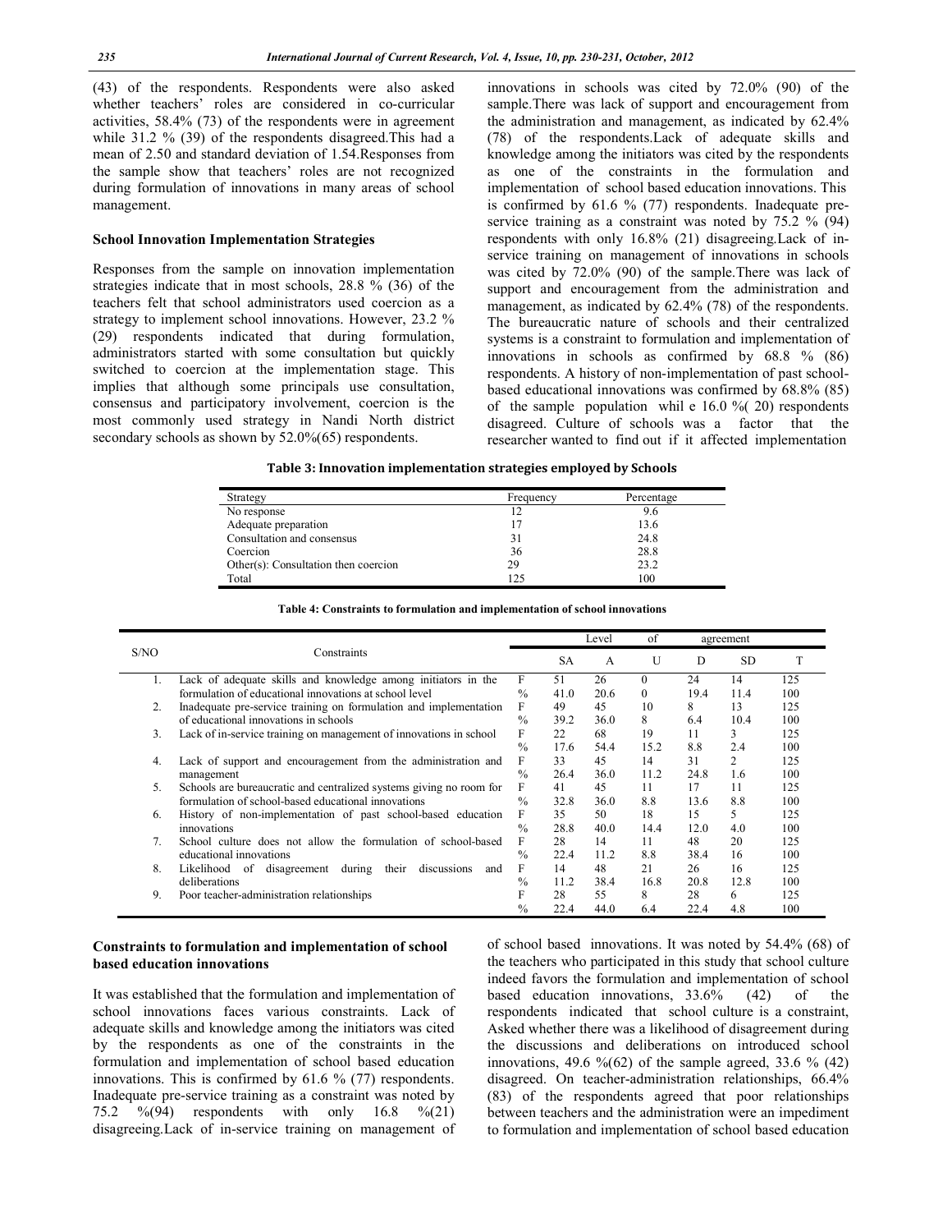(43) of the respondents. Respondents were also asked whether teachers' roles are considered in co-curricular activities, 58.4% (73) of the respondents were in agreement while 31.2 % (39) of the respondents disagreed.This had a mean of 2.50 and standard deviation of 1.54.Responses from the sample show that teachers' roles are not recognized during formulation of innovations in many areas of school management.

### School Innovation Implementation Strategies

Responses from the sample on innovation implementation strategies indicate that in most schools, 28.8 % (36) of the teachers felt that school administrators used coercion as a strategy to implement school innovations. However, 23.2 % (29) respondents indicated that during formulation, administrators started with some consultation but quickly switched to coercion at the implementation stage. This implies that although some principals use consultation, consensus and participatory involvement, coercion is the most commonly used strategy in Nandi North district secondary schools as shown by 52.0%(65) respondents.

innovations in schools was cited by 72.0% (90) of the sample.There was lack of support and encouragement from the administration and management, as indicated by 62.4% (78) of the respondents.Lack of adequate skills and knowledge among the initiators was cited by the respondents as one of the constraints in the formulation and implementation of school based education innovations. This is confirmed by 61.6 % (77) respondents. Inadequate pre-service training as a constraint was noted by 75.2 % (94) respondents with only 16.8% (21) disagreeing.Lack of in-service training on management of innovations in schools was cited by 72.0% (90) of the sample.There was lack of support and encouragement from the administration and management, as indicated by 62.4% (78) of the respondents. The bureaucratic nature of schools and their centralized systems is a constraint to formulation and implementation of innovations in schools as confirmed by 68.8 % (86) respondents. A history of non-implementation of past school-based educational innovations was confirmed by 68.8% (85) of the sample population whil e 16.0 %( 20) respondents disagreed. Culture of schools was a factor that the researcher wanted to find out if it affected implementation

**Table 3: Innovation implementation strategies employed by Schools**

| Strategy | Frequency | Percentage |
|---|---|---|
| No response | 12 | 9.6 |
| Adequate preparation | 17 | 13.6 |
| Consultation and consensus | 31 | 24.8 |
| Coercion | 36 | 28.8 |
| Other(s): Consultation then coercion | 29 | 23.2 |
| Total | 125 | 100 |

**Table 4: Constraints to formulation and implementation of school innovations**

| S/NO | Constraints | | Level of agreement | | | | | |
|---|---|---|---|---|---|---|---|---|
| | | | SA | A | U | D | SD | T |
| 1. | Lack of adequate skills and knowledge among initiators in the formulation of educational innovations at school level | F | 51 | 26 | 0 | 24 | 14 | 125 |
| | | % | 41.0 | 20.6 | 0 | 19.4 | 11.4 | 100 |
| 2. | Inadequate pre-service training on formulation and implementation of educational innovations in schools | F | 49 | 45 | 10 | 8 | 13 | 125 |
| | | % | 39.2 | 36.0 | 8 | 6.4 | 10.4 | 100 |
| 3. | Lack of in-service training on management of innovations in school | F | 22 | 68 | 19 | 11 | 3 | 125 |
| | | % | 17.6 | 54.4 | 15.2 | 8.8 | 2.4 | 100 |
| 4. | Lack of support and encouragement from the administration and management | F | 33 | 45 | 14 | 31 | 2 | 125 |
| | | % | 26.4 | 36.0 | 11.2 | 24.8 | 1.6 | 100 |
| 5. | Schools are bureaucratic and centralized systems giving no room for formulation of school-based educational innovations | F | 41 | 45 | 11 | 17 | 11 | 125 |
| | | % | 32.8 | 36.0 | 8.8 | 13.6 | 8.8 | 100 |
| 6. | History of non-implementation of past school-based education innovations | F | 35 | 50 | 18 | 15 | 5 | 125 |
| | | % | 28.8 | 40.0 | 14.4 | 12.0 | 4.0 | 100 |
| 7. | School culture does not allow the formulation of school-based educational innovations | F | 28 | 14 | 11 | 48 | 20 | 125 |
| | | % | 22.4 | 11.2 | 8.8 | 38.4 | 16 | 100 |
| 8. | Likelihood of disagreement during their discussions and deliberations | F | 14 | 48 | 21 | 26 | 16 | 125 |
| | | % | 11.2 | 38.4 | 16.8 | 20.8 | 12.8 | 100 |
| 9. | Poor teacher-administration relationships | F | 28 | 55 | 8 | 28 | 6 | 125 |
| | | % | 22.4 | 44.0 | 6.4 | 22.4 | 4.8 | 100 |

### Constraints to formulation and implementation of school based education innovations

It was established that the formulation and implementation of school innovations faces various constraints. Lack of adequate skills and knowledge among the initiators was cited by the respondents as one of the constraints in the formulation and implementation of school based education innovations. This is confirmed by 61.6 % (77) respondents. Inadequate pre-service training as a constraint was noted by 75.2 %(94) respondents with only 16.8 %(21) disagreeing.Lack of in-service training on management of

of school based innovations. It was noted by 54.4% (68) of the teachers who participated in this study that school culture indeed favors the formulation and implementation of school based education innovations, 33.6% (42) of the respondents indicated that school culture is a constraint, Asked whether there was a likelihood of disagreement during the discussions and deliberations on introduced school innovations, 49.6 %(62) of the sample agreed, 33.6 % (42) disagreed. On teacher-administration relationships, 66.4% (83) of the respondents agreed that poor relationships between teachers and the administration were an impediment to formulation and implementation of school based education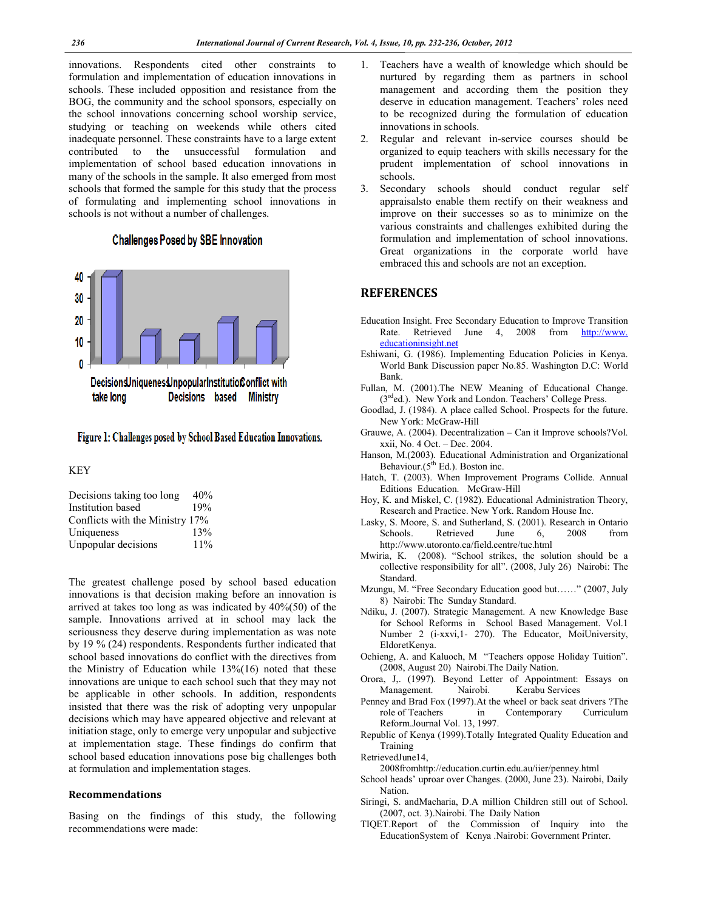innovations. Respondents cited other constraints to formulation and implementation of education innovations in schools. These included opposition and resistance from the BOG, the community and the school sponsors, especially on the school innovations concerning school worship service, studying or teaching on weekends while others cited inadequate personnel. These constraints have to a large extent contributed to the unsuccessful formulation and implementation of school based education innovations in many of the schools in the sample. It also emerged from most schools that formed the sample for this study that the process of formulating and implementing school innovations in schools is not without a number of challenges.

Challenges Posed by SBE Innovation

40
30
20
10
0

Decisions take long
Uniqueness
Unpopular Decisions
Institution based
Conflict with Ministry

Figure 1: Challenges posed by School Based Education Innovations.

KEY

| | |
|---|---|
| Decisions taking too long | 40% |
| Institution based | 19% |
| Conflicts with the Ministry | 17% |
| Uniqueness | 13% |
| Unpopular decisions | 11% |

The greatest challenge posed by school based education innovations is that decision making before an innovation is arrived at takes too long as was indicated by 40%(50) of the sample. Innovations arrived at in school may lack the seriousness they deserve during implementation as was note by 19 % (24) respondents. Respondents further indicated that school based innovations do conflict with the directives from the Ministry of Education while 13%(16) noted that these innovations are unique to each school such that they may not be applicable in other schools. In addition, respondents insisted that there was the risk of adopting very unpopular decisions which may have appeared objective and relevant at initiation stage, only to emerge very unpopular and subjective at implementation stage. These findings do confirm that school based education innovations pose big challenges both at formulation and implementation stages.

### Recommendations

Basing on the findings of this study, the following recommendations were made:

1. Teachers have a wealth of knowledge which should be nurtured by regarding them as partners in school management and according them the position they deserve in education management. Teachers' roles need to be recognized during the formulation of education innovations in schools.
2. Regular and relevant in-service courses should be organized to equip teachers with skills necessary for the prudent implementation of school innovations in schools.
3. Secondary schools should conduct regular self appraisalsto enable them rectify on their weakness and improve on their successes so as to minimize on the various constraints and challenges exhibited during the formulation and implementation of school innovations. Great organizations in the corporate world have embraced this and schools are not an exception.

## REFERENCES

Education Insight. Free Secondary Education to Improve Transition Rate. Retrieved June 4, 2008 from http://www.educationinsight.net

Eshiwani, G. (1986). Implementing Education Policies in Kenya. World Bank Discussion paper No.85. Washington D.C: World Bank.

Fullan, M. (2001).The NEW Meaning of Educational Change. (3rded.). New York and London. Teachers' College Press.

Goodlad, J. (1984). A place called School. Prospects for the future. New York: McGraw-Hill

Grauwe, A. (2004). Decentralization – Can it Improve schools?Vol. xxii, No. 4 Oct. – Dec. 2004.

Hanson, M.(2003). Educational Administration and Organizational Behaviour.(5th Ed.). Boston inc.

Hatch, T. (2003). When Improvement Programs Collide. Annual Editions Education. McGraw-Hill

Hoy, K. and Miskel, C. (1982). Educational Administration Theory, Research and Practice. New York. Random House Inc.

Lasky, S. Moore, S. and Sutherland, S. (2001). Research in Ontario Schools. Retrieved June 6, 2008 from http://www.utoronto.ca/field.centre/tuc.html

Mwiria, K. (2008). "School strikes, the solution should be a collective responsibility for all". (2008, July 26) Nairobi: The Standard.

Mzungu, M. "Free Secondary Education good but……" (2007, July 8) Nairobi: The Sunday Standard.

Ndiku, J. (2007). Strategic Management. A new Knowledge Base for School Reforms in School Based Management. Vol.1 Number 2 (i-xxvi,1- 270). The Educator, MoiUniversity, EldoretKenya.

Ochieng, A. and Kaluoch, M "Teachers oppose Holiday Tuition". (2008, August 20) Nairobi.The Daily Nation.

Orora, J,. (1997). Beyond Letter of Appointment: Essays on Management. Nairobi. Kerabu Services

Penney and Brad Fox (1997).At the wheel or back seat drivers ?The role of Teachers in Contemporary Curriculum Reform.Journal Vol. 13, 1997.

Republic of Kenya (1999).Totally Integrated Quality Education and Training

RetrievedJune14, 2008fromhttp://education.curtin.edu.au/iier/penney.html

School heads' uproar over Changes. (2000, June 23). Nairobi, Daily Nation.

Siringi, S. andMacharia, D.A million Children still out of School. (2007, oct. 3).Nairobi. The Daily Nation

TIQET.Report of the Commission of Inquiry into the EducationSystem of Kenya .Nairobi: Government Printer.